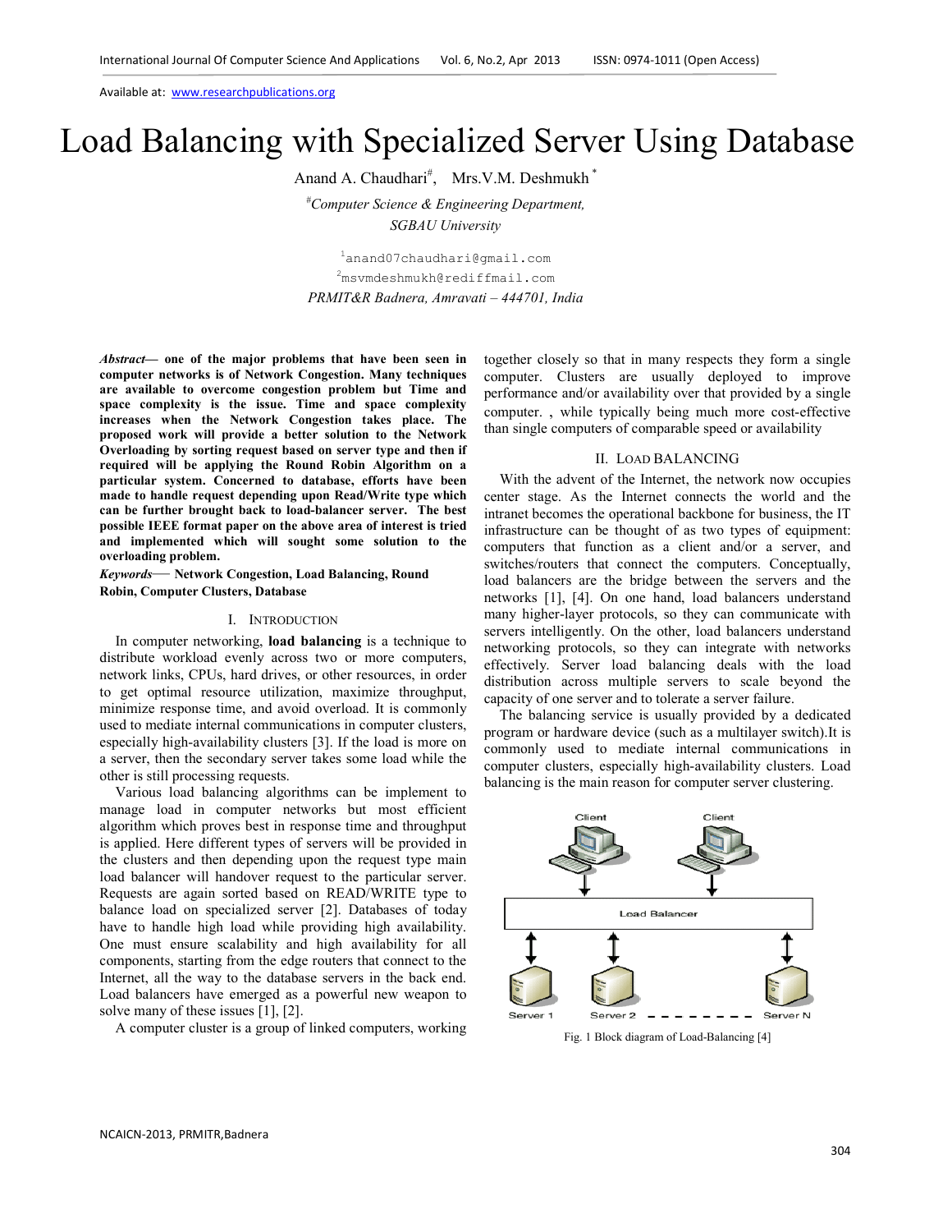# Load Balancing with Specialized Server Using Database

Anand A. Chaudhari[#], Mrs.V.M. Deshmukh[*]

[#]*Computer Science & Engineering Department,*
*SGBAU University*

[1]anand07chaudhari@gmail.com
[2]msvmdeshmukh@rediffmail.com
*PRMIT&R Badnera, Amravati – 444701, India*

***Abstract*— one of the major problems that have been seen in computer networks is of Network Congestion. Many techniques are available to overcome congestion problem but Time and space complexity is the issue. Time and space complexity increases when the Network Congestion takes place. The proposed work will provide a better solution to the Network Overloading by sorting request based on server type and then if required will be applying the Round Robin Algorithm on a particular system. Concerned to database, efforts have been made to handle request depending upon Read/Write type which can be further brought back to load-balancer server. The best possible IEEE format paper on the above area of interest is tried and implemented which will sought some solution to the overloading problem.**

***Keywords*— Network Congestion, Load Balancing, Round Robin, Computer Clusters, Database**

## I. Introduction

In computer networking, **load balancing** is a technique to distribute workload evenly across two or more computers, network links, CPUs, hard drives, or other resources, in order to get optimal resource utilization, maximize throughput, minimize response time, and avoid overload. It is commonly used to mediate internal communications in computer clusters, especially high-availability clusters [3]. If the load is more on a server, then the secondary server takes some load while the other is still processing requests.

Various load balancing algorithms can be implement to manage load in computer networks but most efficient algorithm which proves best in response time and throughput is applied. Here different types of servers will be provided in the clusters and then depending upon the request type main load balancer will handover request to the particular server. Requests are again sorted based on READ/WRITE type to balance load on specialized server [2]. Databases of today have to handle high load while providing high availability. One must ensure scalability and high availability for all components, starting from the edge routers that connect to the Internet, all the way to the database servers in the back end. Load balancers have emerged as a powerful new weapon to solve many of these issues [1], [2].

A computer cluster is a group of linked computers, working together closely so that in many respects they form a single computer. Clusters are usually deployed to improve performance and/or availability over that provided by a single computer. , while typically being much more cost-effective than single computers of comparable speed or availability

## II. Load Balancing

With the advent of the Internet, the network now occupies center stage. As the Internet connects the world and the intranet becomes the operational backbone for business, the IT infrastructure can be thought of as two types of equipment: computers that function as a client and/or a server, and switches/routers that connect the computers. Conceptually, load balancers are the bridge between the servers and the networks [1], [4]. On one hand, load balancers understand many higher-layer protocols, so they can communicate with servers intelligently. On the other, load balancers understand networking protocols, so they can integrate with networks effectively. Server load balancing deals with the load distribution across multiple servers to scale beyond the capacity of one server and to tolerate a server failure.

The balancing service is usually provided by a dedicated program or hardware device (such as a multilayer switch).It is commonly used to mediate internal communications in computer clusters, especially high-availability clusters. Load balancing is the main reason for computer server clustering.

Client Client

Load Balancer

Server 1 Server 2 Server N

Fig. 1 Block diagram of Load-Balancing [4]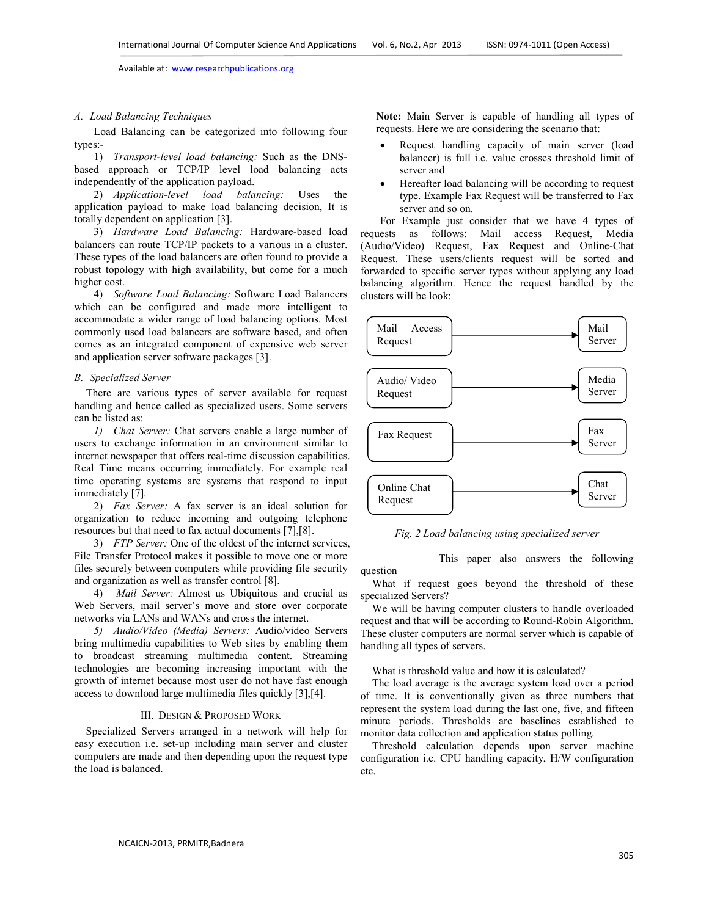### A. Load Balancing Techniques

Load Balancing can be categorized into following four types:-

1) *Transport-level load balancing:* Such as the DNS-based approach or TCP/IP level load balancing acts independently of the application payload.

2) *Application-level load balancing:* Uses the application payload to make load balancing decision, It is totally dependent on application [3].

3) *Hardware Load Balancing:* Hardware-based load balancers can route TCP/IP packets to a various in a cluster. These types of the load balancers are often found to provide a robust topology with high availability, but come for a much higher cost.

4) *Software Load Balancing:* Software Load Balancers which can be configured and made more intelligent to accommodate a wider range of load balancing options. Most commonly used load balancers are software based, and often comes as an integrated component of expensive web server and application server software packages [3].

### B. Specialized Server

There are various types of server available for request handling and hence called as specialized users. Some servers can be listed as:

*1) Chat Server:* Chat servers enable a large number of users to exchange information in an environment similar to internet newspaper that offers real-time discussion capabilities. Real Time means occurring immediately. For example real time operating systems are systems that respond to input immediately [7].

2) *Fax Server:* A fax server is an ideal solution for organization to reduce incoming and outgoing telephone resources but that need to fax actual documents [7],[8].

3) *FTP Server:* One of the oldest of the internet services, File Transfer Protocol makes it possible to move one or more files securely between computers while providing file security and organization as well as transfer control [8].

4) *Mail Server:* Almost us Ubiquitous and crucial as Web Servers, mail server's move and store over corporate networks via LANs and WANs and cross the internet.

*5) Audio/Video (Media) Servers:* Audio/video Servers bring multimedia capabilities to Web sites by enabling them to broadcast streaming multimedia content. Streaming technologies are becoming increasing important with the growth of internet because most user do not have fast enough access to download large multimedia files quickly [3],[4].

## III. Design & Proposed Work

Specialized Servers arranged in a network will help for easy execution i.e. set-up including main server and cluster computers are made and then depending upon the request type the load is balanced.

**Note:** Main Server is capable of handling all types of requests. Here we are considering the scenario that:

- Request handling capacity of main server (load balancer) is full i.e. value crosses threshold limit of server and
- Hereafter load balancing will be according to request type. Example Fax Request will be transferred to Fax server and so on.

For Example just consider that we have 4 types of requests as follows: Mail access Request, Media (Audio/Video) Request, Fax Request and Online-Chat Request. These users/clients request will be sorted and forwarded to specific server types without applying any load balancing algorithm. Hence the request handled by the clusters will be look:

Mail Access Request → Mail Server

Audio/ Video Request → Media Server

Fax Request → Fax Server

Online Chat Request → Chat Server

*Fig. 2 Load balancing using specialized server*

This paper also answers the following question

What if request goes beyond the threshold of these specialized Servers?

We will be having computer clusters to handle overloaded request and that will be according to Round-Robin Algorithm. These cluster computers are normal server which is capable of handling all types of servers.

What is threshold value and how it is calculated?

The load average is the average system load over a period of time. It is conventionally given as three numbers that represent the system load during the last one, five, and fifteen minute periods. Thresholds are baselines established to monitor data collection and application status polling.

Threshold calculation depends upon server machine configuration i.e. CPU handling capacity, H/W configuration etc.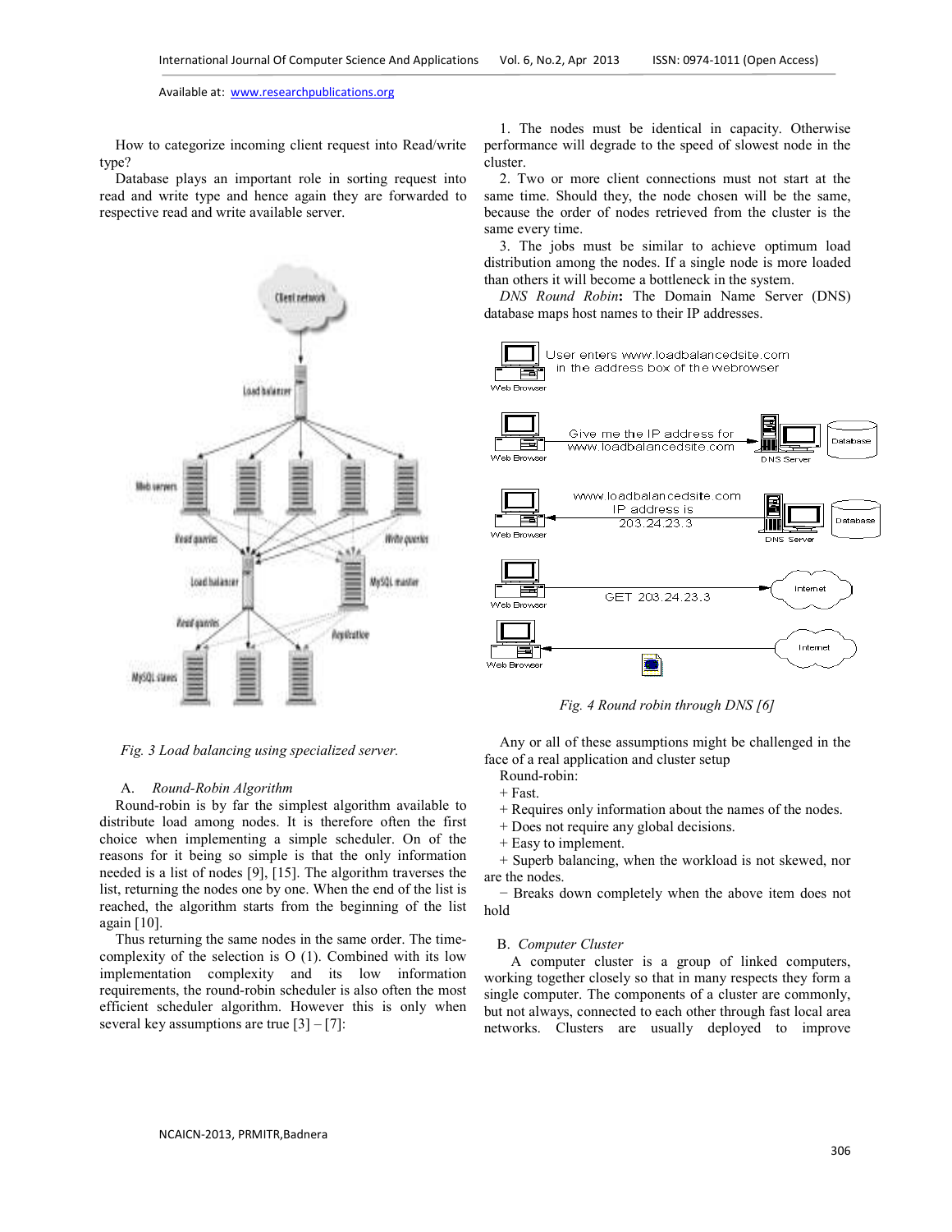How to categorize incoming client request into Read/write type?

Database plays an important role in sorting request into read and write type and hence again they are forwarded to respective read and write available server.

Fig. 3 Load balancing using specialized server.

### A. *Round-Robin Algorithm*

Round-robin is by far the simplest algorithm available to distribute load among nodes. It is therefore often the first choice when implementing a simple scheduler. On of the reasons for it being so simple is that the only information needed is a list of nodes [9], [15]. The algorithm traverses the list, returning the nodes one by one. When the end of the list is reached, the algorithm starts from the beginning of the list again [10].

Thus returning the same nodes in the same order. The time-complexity of the selection is O (1). Combined with its low implementation complexity and its low information requirements, the round-robin scheduler is also often the most efficient scheduler algorithm. However this is only when several key assumptions are true [3] – [7]:

1. The nodes must be identical in capacity. Otherwise performance will degrade to the speed of slowest node in the cluster.
2. Two or more client connections must not start at the same time. Should they, the node chosen will be the same, because the order of nodes retrieved from the cluster is the same every time.
3. The jobs must be similar to achieve optimum load distribution among the nodes. If a single node is more loaded than others it will become a bottleneck in the system.

*DNS Round Robin***:** The Domain Name Server (DNS) database maps host names to their IP addresses.

*Fig. 4 Round robin through DNS [6]*

Any or all of these assumptions might be challenged in the face of a real application and cluster setup

Round-robin:

+ Fast.

+ Requires only information about the names of the nodes.

+ Does not require any global decisions.

+ Easy to implement.

+ Superb balancing, when the workload is not skewed, nor are the nodes.

– Breaks down completely when the above item does not hold

### B. *Computer Cluster*

A computer cluster is a group of linked computers, working together closely so that in many respects they form a single computer. The components of a cluster are commonly, but not always, connected to each other through fast local area networks. Clusters are usually deployed to improve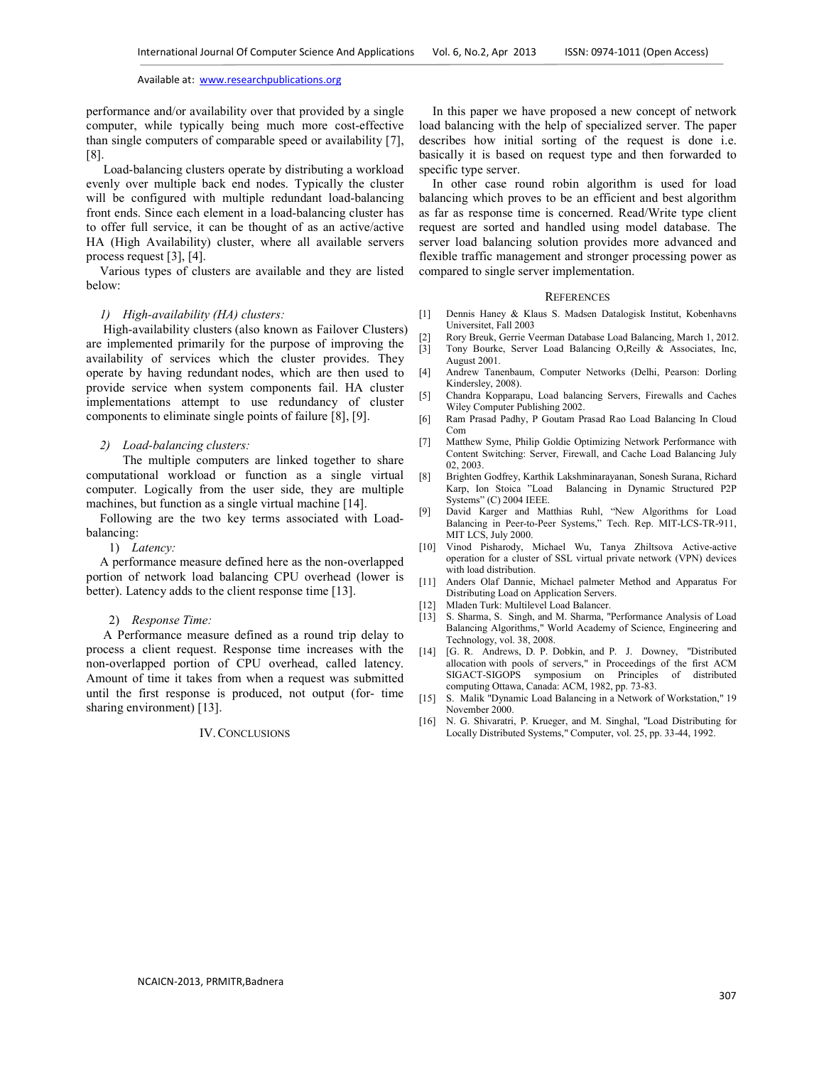performance and/or availability over that provided by a single computer, while typically being much more cost-effective than single computers of comparable speed or availability [7], [8].

Load-balancing clusters operate by distributing a workload evenly over multiple back end nodes. Typically the cluster will be configured with multiple redundant load-balancing front ends. Since each element in a load-balancing cluster has to offer full service, it can be thought of as an active/active HA (High Availability) cluster, where all available servers process request [3], [4].

Various types of clusters are available and they are listed below:

*1) High-availability (HA) clusters:*

High-availability clusters (also known as Failover Clusters) are implemented primarily for the purpose of improving the availability of services which the cluster provides. They operate by having redundant nodes, which are then used to provide service when system components fail. HA cluster implementations attempt to use redundancy of cluster components to eliminate single points of failure [8], [9].

*2) Load-balancing clusters:*

The multiple computers are linked together to share computational workload or function as a single virtual computer. Logically from the user side, they are multiple machines, but function as a single virtual machine [14].

Following are the two key terms associated with Load-balancing:

1) *Latency:*

A performance measure defined here as the non-overlapped portion of network load balancing CPU overhead (lower is better). Latency adds to the client response time [13].

2) *Response Time:*

A Performance measure defined as a round trip delay to process a client request. Response time increases with the non-overlapped portion of CPU overhead, called latency. Amount of time it takes from when a request was submitted until the first response is produced, not output (for- time sharing environment) [13].

## IV. Conclusions

In this paper we have proposed a new concept of network load balancing with the help of specialized server. The paper describes how initial sorting of the request is done i.e. basically it is based on request type and then forwarded to specific type server.

In other case round robin algorithm is used for load balancing which proves to be an efficient and best algorithm as far as response time is concerned. Read/Write type client request are sorted and handled using model database. The server load balancing solution provides more advanced and flexible traffic management and stronger processing power as compared to single server implementation.

## References

[1] Dennis Haney & Klaus S. Madsen Datalogisk Institut, Kobenhavns Universitet, Fall 2003

[2] Rory Breuk, Gerrie Veerman Database Load Balancing, March 1, 2012.

[3] Tony Bourke, Server Load Balancing O,Reilly & Associates, Inc, August 2001.

[4] Andrew Tanenbaum, Computer Networks (Delhi, Pearson: Dorling Kindersley, 2008).

[5] Chandra Kopparapu, Load balancing Servers, Firewalls and Caches Wiley Computer Publishing 2002.

[6] Ram Prasad Padhy, P Goutam Prasad Rao Load Balancing In Cloud Com

[7] Matthew Syme, Philip Goldie Optimizing Network Performance with Content Switching: Server, Firewall, and Cache Load Balancing July 02, 2003.

[8] Brighten Godfrey, Karthik Lakshminarayanan, Sonesh Surana, Richard Karp, Ion Stoica "Load Balancing in Dynamic Structured P2P Systems" (C) 2004 IEEE.

[9] David Karger and Matthias Ruhl, "New Algorithms for Load Balancing in Peer-to-Peer Systems," Tech. Rep. MIT-LCS-TR-911, MIT LCS, July 2000.

[10] Vinod Pisharody, Michael Wu, Tanya Zhiltsova Active-active operation for a cluster of SSL virtual private network (VPN) devices with load distribution.

[11] Anders Olaf Dannie, Michael palmeter Method and Apparatus For Distributing Load on Application Servers.

[12] Mladen Turk: Multilevel Load Balancer.

[13] S. Sharma, S. Singh, and M. Sharma, "Performance Analysis of Load Balancing Algorithms," World Academy of Science, Engineering and Technology, vol. 38, 2008.

[14] [G. R. Andrews, D. P. Dobkin, and P. J. Downey, "Distributed allocation with pools of servers," in Proceedings of the first ACM SIGACT-SIGOPS symposium on Principles of distributed computing Ottawa, Canada: ACM, 1982, pp. 73-83.

[15] S. Malik "Dynamic Load Balancing in a Network of Workstation," 19 November 2000.

[16] N. G. Shivaratri, P. Krueger, and M. Singhal, "Load Distributing for Locally Distributed Systems," Computer, vol. 25, pp. 33-44, 1992.